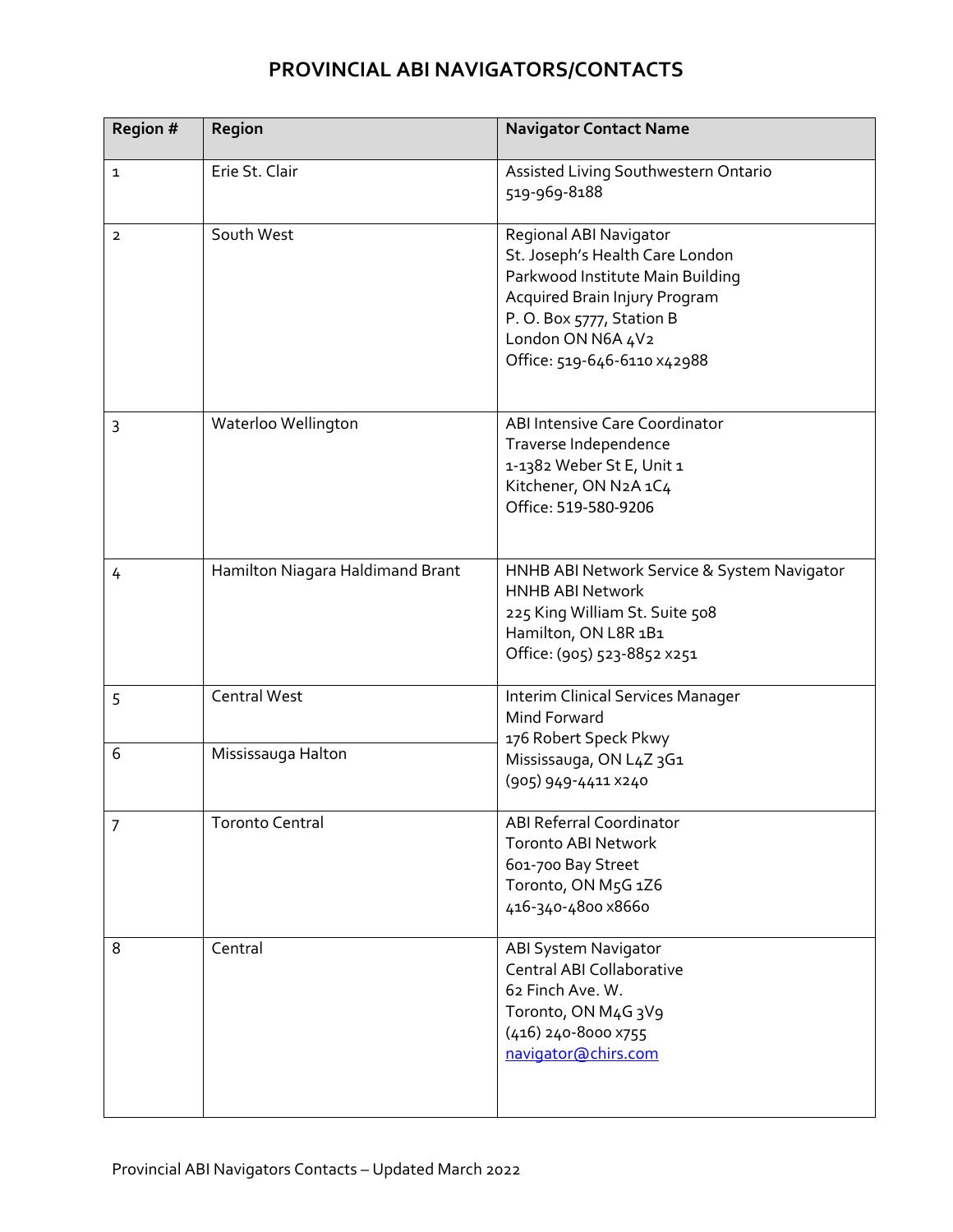# PROVINCIAL ABI NAVIGATORS/CONTACTS

| Region # | Region | Navigator Contact Name |
|---|---|---|
| 1 | Erie St. Clair | Assisted Living Southwestern Ontario<br>519-969-8188 |
| 2 | South West | Regional ABI Navigator<br>St. Joseph's Health Care London<br>Parkwood Institute Main Building<br>Acquired Brain Injury Program<br>P. O. Box 5777, Station B<br>London ON N6A 4V2<br>Office: 519-646-6110 x42988 |
| 3 | Waterloo Wellington | ABI Intensive Care Coordinator<br>Traverse Independence<br>1-1382 Weber St E, Unit 1<br>Kitchener, ON N2A 1C4<br>Office: 519-580-9206 |
| 4 | Hamilton Niagara Haldimand Brant | HNHB ABI Network Service & System Navigator<br>HNHB ABI Network<br>225 King William St. Suite 508<br>Hamilton, ON L8R 1B1<br>Office: (905) 523-8852 x251 |
| 5 | Central West | Interim Clinical Services Manager<br>Mind Forward<br>176 Robert Speck Pkwy<br>Mississauga, ON L4Z 3G1<br>(905) 949-4411 x240 |
| 6 | Mississauga Halton | |
| 7 | Toronto Central | ABI Referral Coordinator<br>Toronto ABI Network<br>601-700 Bay Street<br>Toronto, ON M5G 1Z6<br>416-340-4800 x8660 |
| 8 | Central | ABI System Navigator<br>Central ABI Collaborative<br>62 Finch Ave. W.<br>Toronto, ON M4G 3V9<br>(416) 240-8000 x755<br>navigator@chirs.com |

Provincial ABI Navigators Contacts – Updated March 2022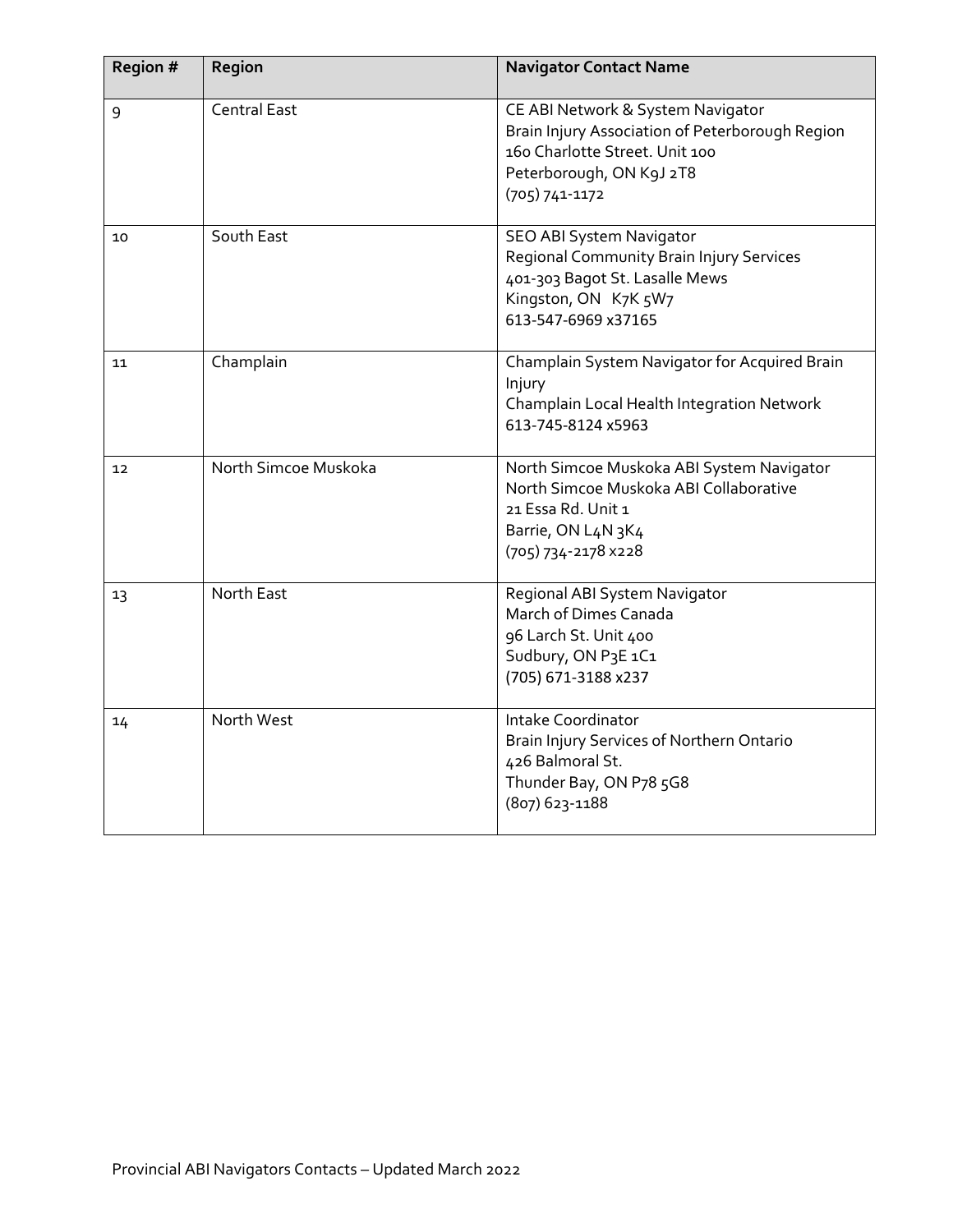| Region # | Region | Navigator Contact Name |
| --- | --- | --- |
| 9 | Central East | CE ABI Network & System Navigator<br>Brain Injury Association of Peterborough Region<br>160 Charlotte Street. Unit 100<br>Peterborough, ON K9J 2T8<br>(705) 741-1172 |
| 10 | South East | SEO ABI System Navigator<br>Regional Community Brain Injury Services<br>401-303 Bagot St. Lasalle Mews<br>Kingston, ON K7K 5W7<br>613-547-6969 x37165 |
| 11 | Champlain | Champlain System Navigator for Acquired Brain Injury<br>Champlain Local Health Integration Network<br>613-745-8124 x5963 |
| 12 | North Simcoe Muskoka | North Simcoe Muskoka ABI System Navigator<br>North Simcoe Muskoka ABI Collaborative<br>21 Essa Rd. Unit 1<br>Barrie, ON L4N 3K4<br>(705) 734-2178 x228 |
| 13 | North East | Regional ABI System Navigator<br>March of Dimes Canada<br>96 Larch St. Unit 400<br>Sudbury, ON P3E 1C1<br>(705) 671-3188 x237 |
| 14 | North West | Intake Coordinator<br>Brain Injury Services of Northern Ontario<br>426 Balmoral St.<br>Thunder Bay, ON P78 5G8<br>(807) 623-1188 |

Provincial ABI Navigators Contacts – Updated March 2022